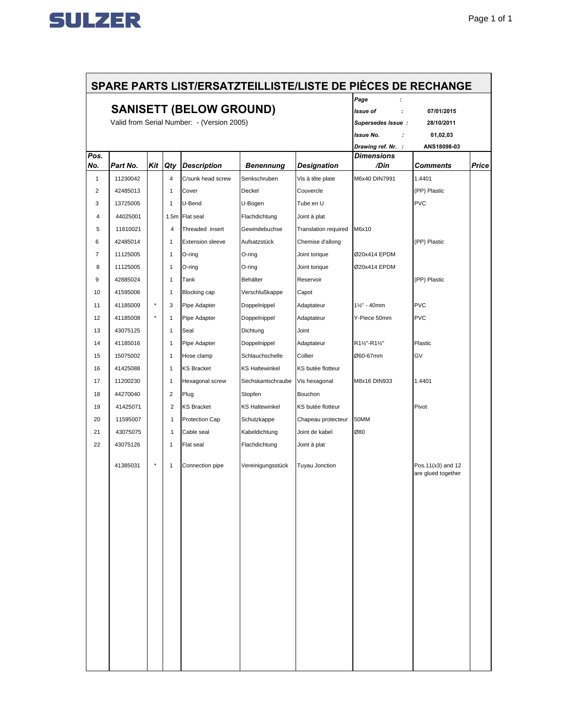# SPARE PARTS LIST/ERSATZTEILLISTE/LISTE DE PIÈCES DE RECHANGE

## SANISETT (BELOW GROUND)

Valid from Serial Number: - (Version 2005)

| | |
|---|---|
| *Page* : | |
| *Issue of* : | 07/01/2015 |
| *Supersedes Issue* : | 28/10/2011 |
| *Issue No.* : | 01,02,03 |
| *Drawing ref. Nr.* : | ANS18098-03 |

| *Pos. No.* | *Part No.* | *Kit* | *Qty* | *Description* | *Benennung* | *Designation* | *Dimensions /Din* | *Comments* | *Price* |
|---|---|---|---|---|---|---|---|---|---|
| 1 | 11230042 | | 4 | C/sunk head screw | Senkschruben | Vis à tête plate | M6x40 DIN7991 | 1.4401 | |
| 2 | 42485013 | | 1 | Cover | Deckel | Couvercle | | (PP) Plastic | |
| 3 | 13725005 | | 1 | U-Bend | U-Bogen | Tube en U | | PVC | |
| 4 | 44025001 | | 1.5m | Flat seal | Flachdichtung | Joint à plat | | | |
| 5 | 11610021 | | 4 | Threaded insert | Gewindebuchse | Translation required | M6x10 | | |
| 6 | 42485014 | | 1 | Extension sleeve | Aufsatzstück | Chemise d'allong | | (PP) Plastic | |
| 7 | 11125005 | | 1 | O-ring | O-ring | Joint torique | Ø20x414 EPDM | | |
| 8 | 11125005 | | 1 | O-ring | O-ring | Joint torique | Ø20x414 EPDM | | |
| 9 | 42885024 | | 1 | Tank | Behälter | Reservoir | | (PP) Plastic | |
| 10 | 41595006 | | 1 | Blocking cap | Verschlußkappe | Capot | | | |
| 11 | 41185009 | * | 3 | Pipe Adapter | Doppelnippel | Adaptateur | 1½" - 40mm | PVC | |
| 12 | 41185008 | * | 1 | Pipe Adapter | Doppelnippel | Adaptateur | Y-Piece 50mm | PVC | |
| 13 | 43075125 | | 1 | Seal | Dichtung | Joint | | | |
| 14 | 41185016 | | 1 | Pipe Adapter | Doppelnippel | Adaptateur | R1½"-R1½" | Plastic | |
| 15 | 15075002 | | 1 | Hose clamp | Schlauchschelle | Collier | Ø60-67mm | GV | |
| 16 | 41425088 | | 1 | KS Bracket | KS Haltewinkel | KS butée flotteur | | | |
| 17 | 11200230 | | 1 | Hexagonal screw | Sechskantschraube | Vis hexagonal | M8x16 DIN933 | 1.4401 | |
| 18 | 44270040 | | 2 | Plug | Stopfen | Bouchon | | | |
| 19 | 41425071 | | 2 | KS Bracket | KS Haltewinkel | KS butée flotteur | | Pivot | |
| 20 | 11595007 | | 1 | Protection Cap | Schutzkappe | Chapeau protecteur | 50MM | | |
| 21 | 43075075 | | 1 | Cable seal | Kabeldichtung | Joint de kabel | Ø80 | | |
| 22 | 43075126 | | 1 | Flat seal | Flachdichtung | Joint à plat | | | |
| | 41385031 | * | 1 | Connection pipe | Vereinigungsstück | Tuyau Jonction | | Pos.11(x3) and 12 are glued together | |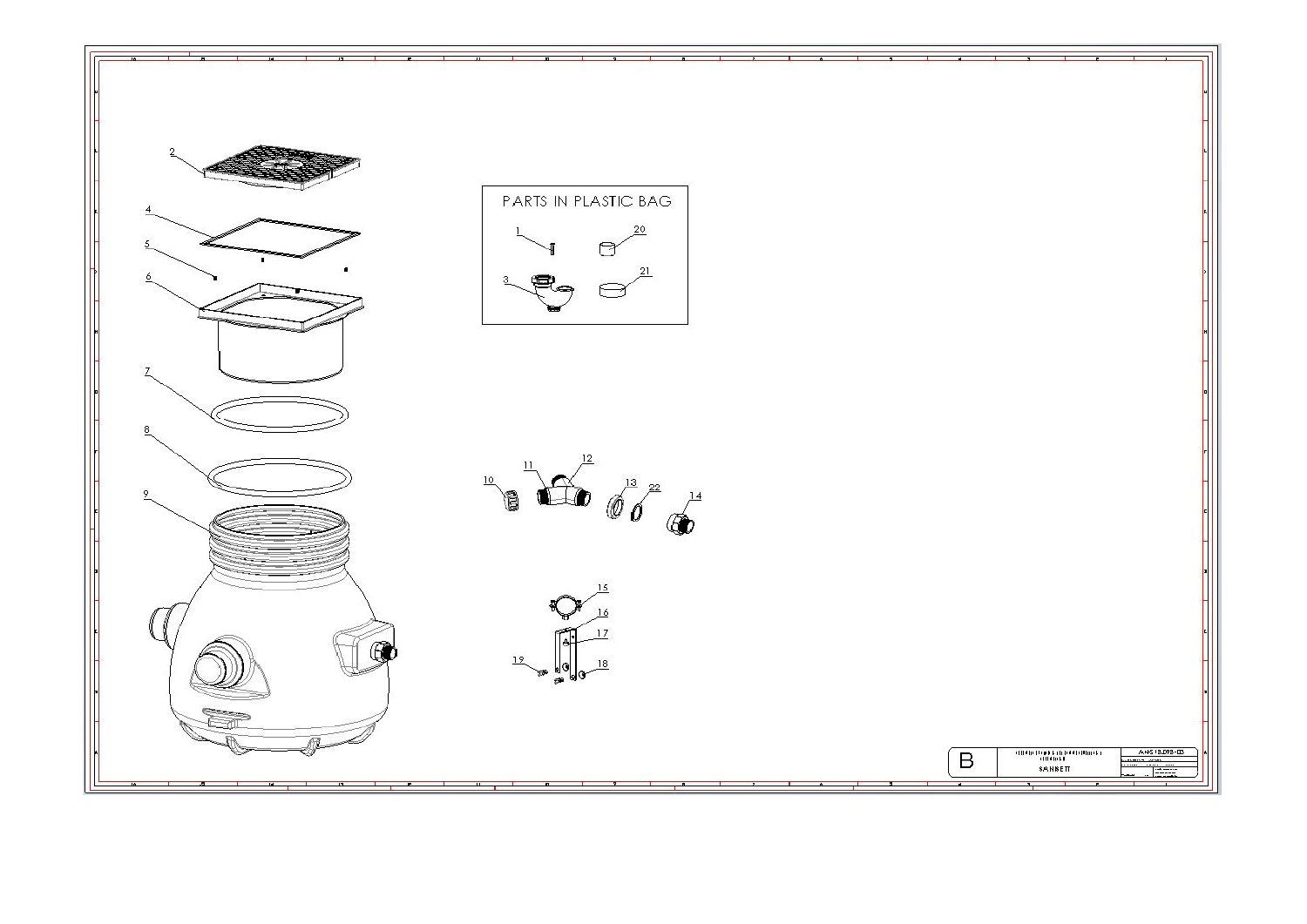PARTS IN PLASTIC BAG

1

20

3

21

2

4

5

6

7

8

9

10

11

12

13

22

14

15

16

17

19

18

B

SANIBETT

ANS 18.098-03